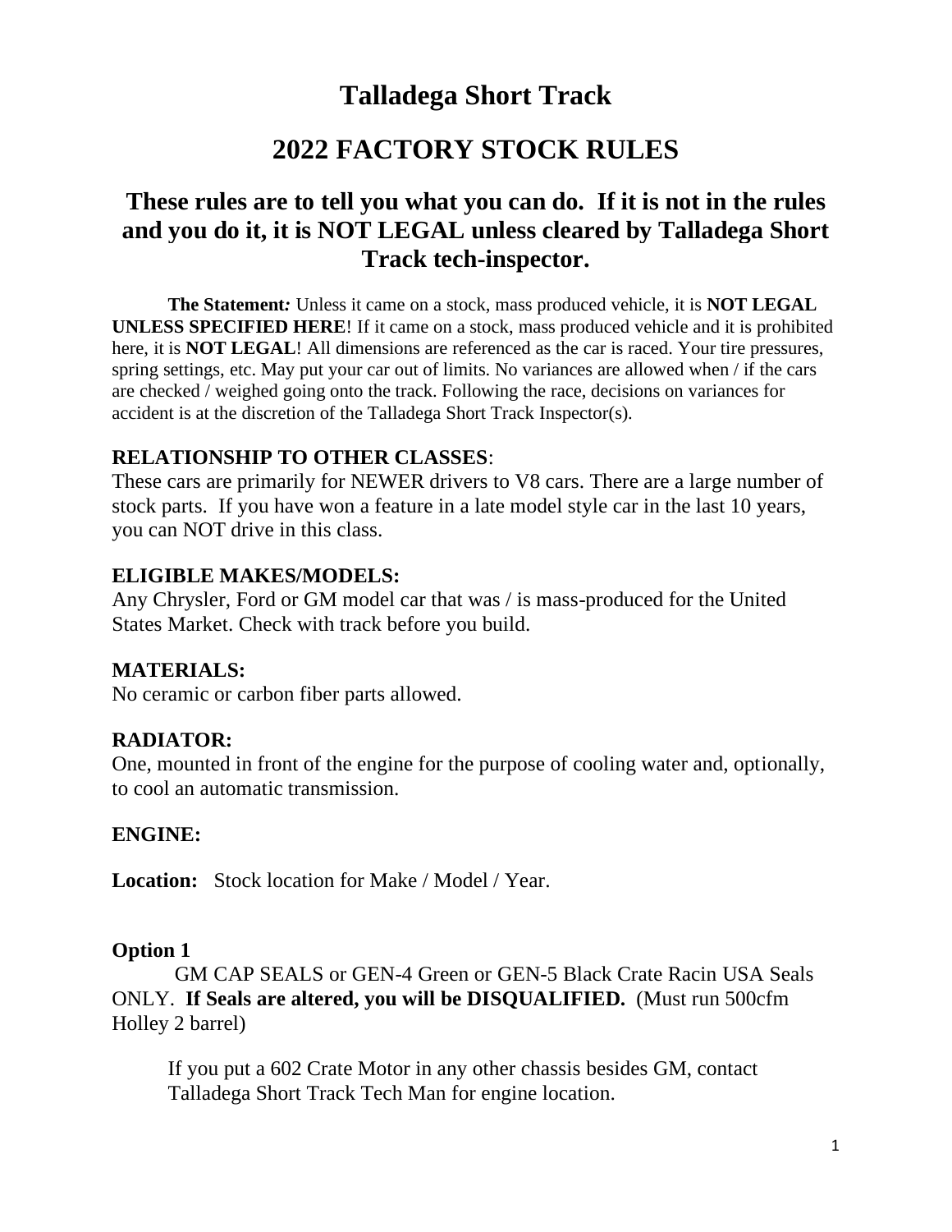# Talladega Short Track

# 2022 FACTORY STOCK RULES

## These rules are to tell you what you can do. If it is not in the rules and you do it, it is NOT LEGAL unless cleared by Talladega Short Track tech-inspector.

**The Statement*:*** Unless it came on a stock, mass produced vehicle, it is **NOT LEGAL UNLESS SPECIFIED HERE**! If it came on a stock, mass produced vehicle and it is prohibited here, it is **NOT LEGAL**! All dimensions are referenced as the car is raced. Your tire pressures, spring settings, etc. May put your car out of limits. No variances are allowed when / if the cars are checked / weighed going onto the track. Following the race, decisions on variances for accident is at the discretion of the Talladega Short Track Inspector(s).

**RELATIONSHIP TO OTHER CLASSES**:
These cars are primarily for NEWER drivers to V8 cars. There are a large number of stock parts. If you have won a feature in a late model style car in the last 10 years, you can NOT drive in this class.

**ELIGIBLE MAKES/MODELS:**
Any Chrysler, Ford or GM model car that was / is mass-produced for the United States Market. Check with track before you build.

**MATERIALS:**
No ceramic or carbon fiber parts allowed.

**RADIATOR:**
One, mounted in front of the engine for the purpose of cooling water and, optionally, to cool an automatic transmission.

**ENGINE:**

**Location:** Stock location for Make / Model / Year.

**Option 1**
GM CAP SEALS or GEN-4 Green or GEN-5 Black Crate Racin USA Seals ONLY. **If Seals are altered, you will be DISQUALIFIED.** (Must run 500cfm Holley 2 barrel)

If you put a 602 Crate Motor in any other chassis besides GM, contact Talladega Short Track Tech Man for engine location.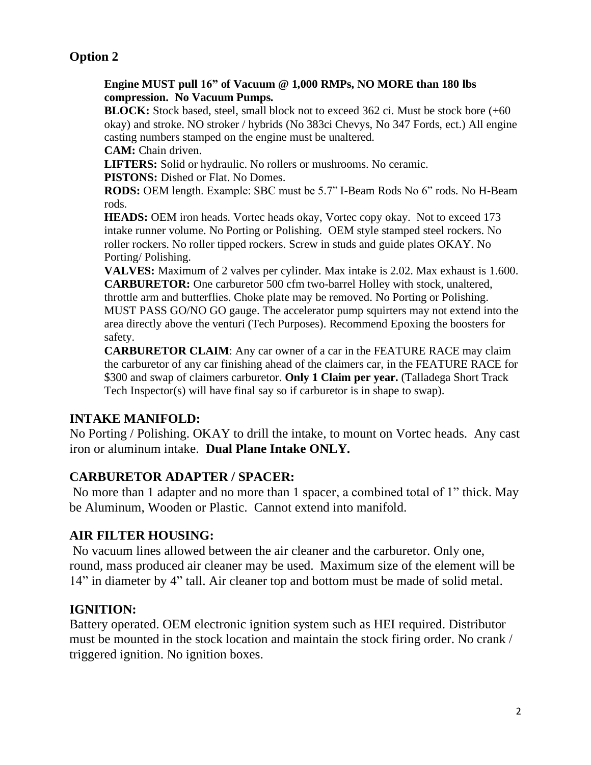## Option 2

**Engine MUST pull 16" of Vacuum @ 1,000 RMPs, NO MORE than 180 lbs compression. No Vacuum Pumps.**

**BLOCK:** Stock based, steel, small block not to exceed 362 ci. Must be stock bore (+60 okay) and stroke. NO stroker / hybrids (No 383ci Chevys, No 347 Fords, ect.) All engine casting numbers stamped on the engine must be unaltered.

**CAM:** Chain driven.

**LIFTERS:** Solid or hydraulic. No rollers or mushrooms. No ceramic.

**PISTONS:** Dished or Flat. No Domes.

**RODS:** OEM length. Example: SBC must be 5.7" I-Beam Rods No 6" rods. No H-Beam rods.

**HEADS:** OEM iron heads. Vortec heads okay, Vortec copy okay. Not to exceed 173 intake runner volume. No Porting or Polishing. OEM style stamped steel rockers. No roller rockers. No roller tipped rockers. Screw in studs and guide plates OKAY. No Porting/ Polishing.

**VALVES:** Maximum of 2 valves per cylinder. Max intake is 2.02. Max exhaust is 1.600.

**CARBURETOR:** One carburetor 500 cfm two-barrel Holley with stock, unaltered, throttle arm and butterflies. Choke plate may be removed. No Porting or Polishing. MUST PASS GO/NO GO gauge. The accelerator pump squirters may not extend into the area directly above the venturi (Tech Purposes). Recommend Epoxing the boosters for safety.

**CARBURETOR CLAIM**: Any car owner of a car in the FEATURE RACE may claim the carburetor of any car finishing ahead of the claimers car, in the FEATURE RACE for $300 and swap of claimers carburetor. **Only 1 Claim per year.** (Talladega Short Track Tech Inspector(s) will have final say so if carburetor is in shape to swap).

### INTAKE MANIFOLD:

No Porting / Polishing. OKAY to drill the intake, to mount on Vortec heads. Any cast iron or aluminum intake. **Dual Plane Intake ONLY.**

### CARBURETOR ADAPTER / SPACER:

No more than 1 adapter and no more than 1 spacer, a combined total of 1" thick. May be Aluminum, Wooden or Plastic. Cannot extend into manifold.

### AIR FILTER HOUSING:

No vacuum lines allowed between the air cleaner and the carburetor. Only one, round, mass produced air cleaner may be used. Maximum size of the element will be 14" in diameter by 4" tall. Air cleaner top and bottom must be made of solid metal.

### IGNITION:

Battery operated. OEM electronic ignition system such as HEI required. Distributor must be mounted in the stock location and maintain the stock firing order. No crank / triggered ignition. No ignition boxes.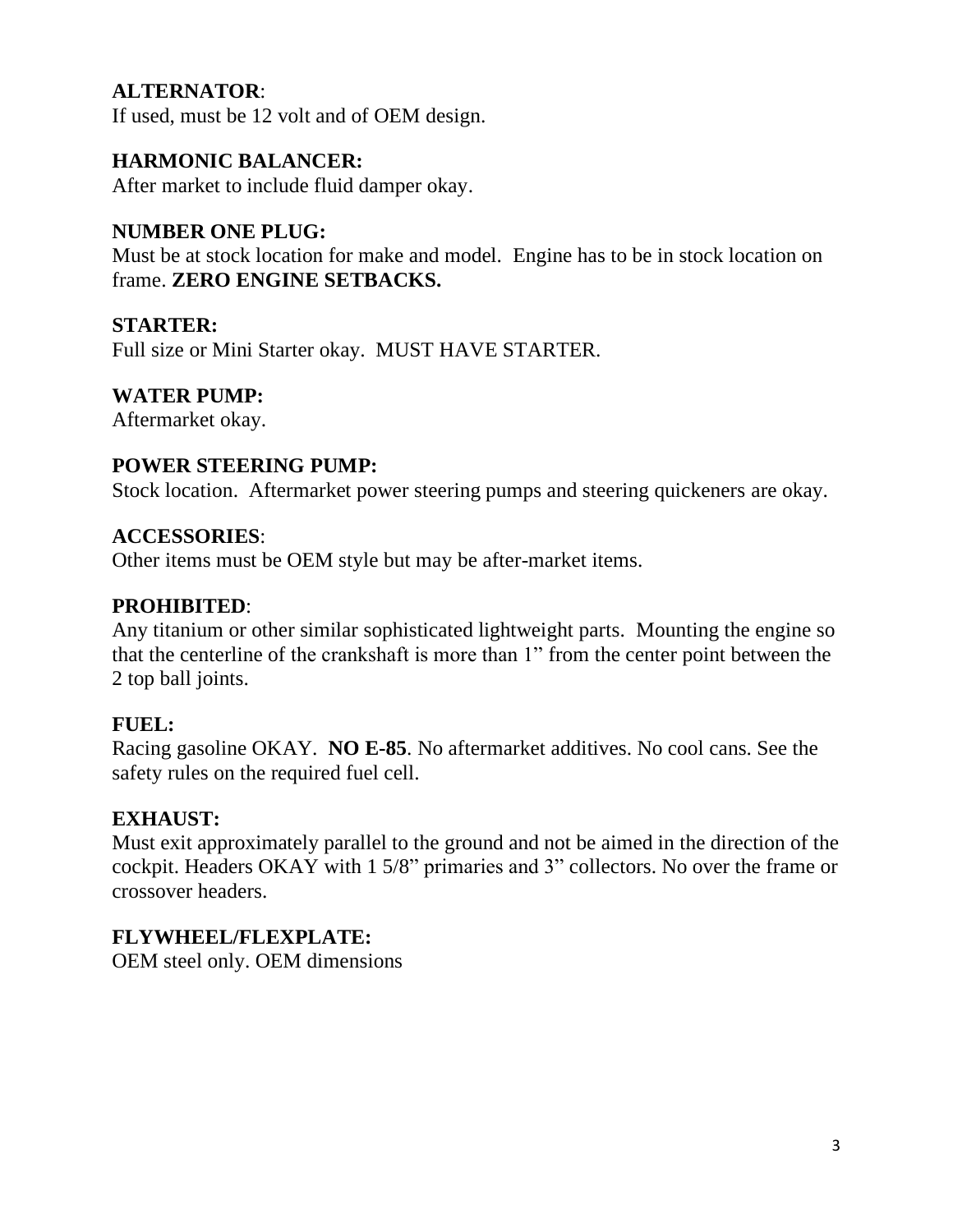**ALTERNATOR**:
If used, must be 12 volt and of OEM design.

**HARMONIC BALANCER:**
After market to include fluid damper okay.

**NUMBER ONE PLUG:**
Must be at stock location for make and model. Engine has to be in stock location on frame. **ZERO ENGINE SETBACKS.**

**STARTER:**
Full size or Mini Starter okay. MUST HAVE STARTER.

**WATER PUMP:**
Aftermarket okay.

**POWER STEERING PUMP:**
Stock location. Aftermarket power steering pumps and steering quickeners are okay.

**ACCESSORIES**:
Other items must be OEM style but may be after-market items.

**PROHIBITED**:
Any titanium or other similar sophisticated lightweight parts. Mounting the engine so that the centerline of the crankshaft is more than 1" from the center point between the 2 top ball joints.

**FUEL:**
Racing gasoline OKAY. **NO E-85**. No aftermarket additives. No cool cans. See the safety rules on the required fuel cell.

**EXHAUST:**
Must exit approximately parallel to the ground and not be aimed in the direction of the cockpit. Headers OKAY with 1 5/8" primaries and 3" collectors. No over the frame or crossover headers.

**FLYWHEEL/FLEXPLATE:**
OEM steel only. OEM dimensions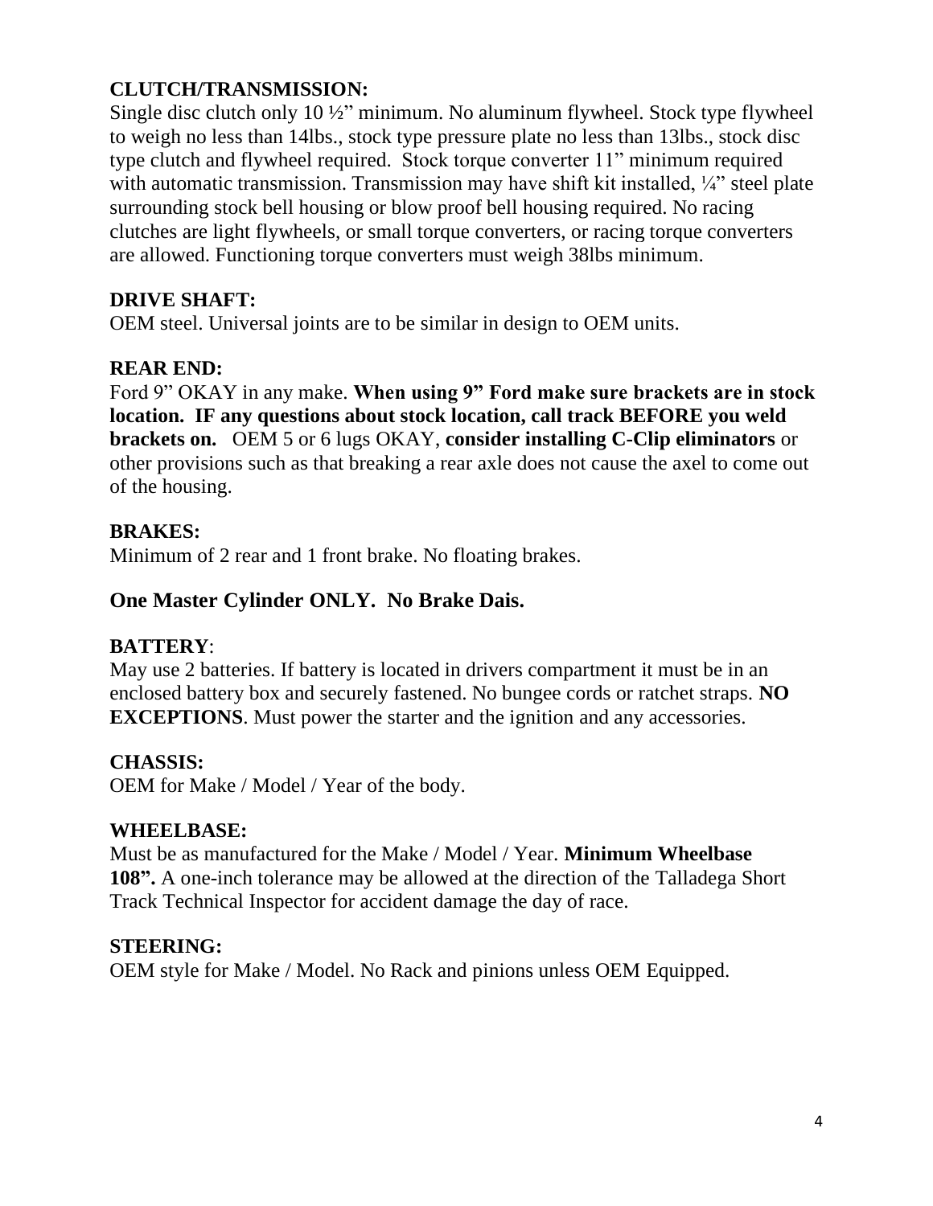**CLUTCH/TRANSMISSION:**
Single disc clutch only 10 ½" minimum. No aluminum flywheel. Stock type flywheel to weigh no less than 14lbs., stock type pressure plate no less than 13lbs., stock disc type clutch and flywheel required. Stock torque converter 11" minimum required with automatic transmission. Transmission may have shift kit installed, ¼" steel plate surrounding stock bell housing or blow proof bell housing required. No racing clutches are light flywheels, or small torque converters, or racing torque converters are allowed. Functioning torque converters must weigh 38lbs minimum.

**DRIVE SHAFT:**
OEM steel. Universal joints are to be similar in design to OEM units.

**REAR END:**
Ford 9" OKAY in any make. **When using 9" Ford make sure brackets are in stock location. IF any questions about stock location, call track BEFORE you weld brackets on.** OEM 5 or 6 lugs OKAY, **consider installing C-Clip eliminators** or other provisions such as that breaking a rear axle does not cause the axel to come out of the housing.

**BRAKES:**
Minimum of 2 rear and 1 front brake. No floating brakes.

**One Master Cylinder ONLY. No Brake Dais.**

**BATTERY**:
May use 2 batteries. If battery is located in drivers compartment it must be in an enclosed battery box and securely fastened. No bungee cords or ratchet straps. **NO EXCEPTIONS**. Must power the starter and the ignition and any accessories.

**CHASSIS:**
OEM for Make / Model / Year of the body.

**WHEELBASE:**
Must be as manufactured for the Make / Model / Year. **Minimum Wheelbase 108".** A one-inch tolerance may be allowed at the direction of the Talladega Short Track Technical Inspector for accident damage the day of race.

**STEERING:**
OEM style for Make / Model. No Rack and pinions unless OEM Equipped.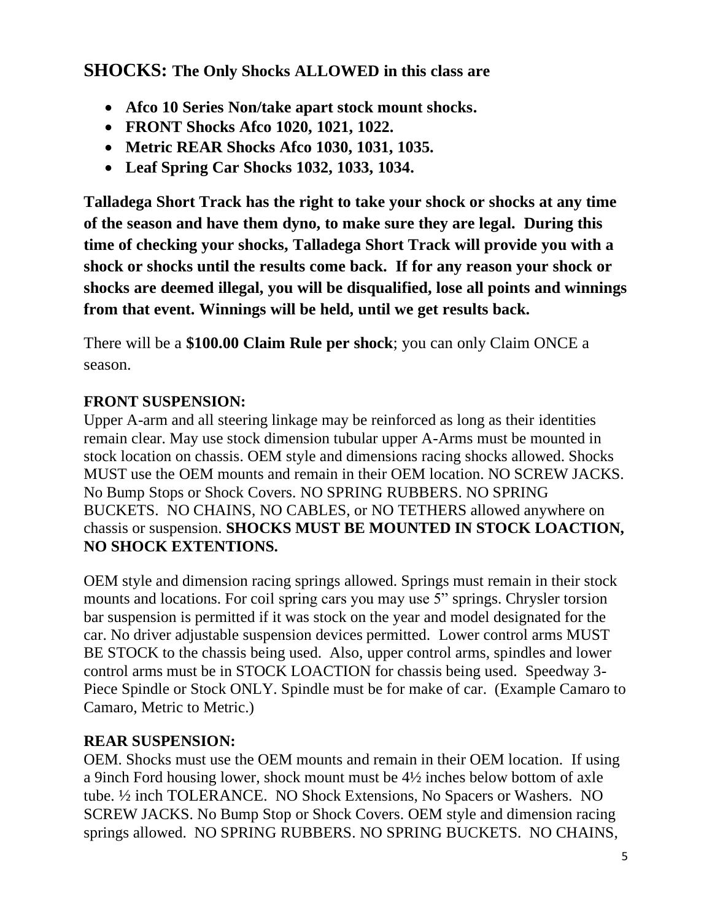## SHOCKS: The Only Shocks ALLOWED in this class are

- **Afco 10 Series Non/take apart stock mount shocks.**
- **FRONT Shocks Afco 1020, 1021, 1022.**
- **Metric REAR Shocks Afco 1030, 1031, 1035.**
- **Leaf Spring Car Shocks 1032, 1033, 1034.**

**Talladega Short Track has the right to take your shock or shocks at any time of the season and have them dyno, to make sure they are legal. During this time of checking your shocks, Talladega Short Track will provide you with a shock or shocks until the results come back. If for any reason your shock or shocks are deemed illegal, you will be disqualified, lose all points and winnings from that event. Winnings will be held, until we get results back.**

There will be a **$100.00 Claim Rule per shock**; you can only Claim ONCE a season.

**FRONT SUSPENSION:**

Upper A-arm and all steering linkage may be reinforced as long as their identities remain clear. May use stock dimension tubular upper A-Arms must be mounted in stock location on chassis. OEM style and dimensions racing shocks allowed. Shocks MUST use the OEM mounts and remain in their OEM location. NO SCREW JACKS. No Bump Stops or Shock Covers. NO SPRING RUBBERS. NO SPRING BUCKETS. NO CHAINS, NO CABLES, or NO TETHERS allowed anywhere on chassis or suspension. **SHOCKS MUST BE MOUNTED IN STOCK LOACTION, NO SHOCK EXTENTIONS.**

OEM style and dimension racing springs allowed. Springs must remain in their stock mounts and locations. For coil spring cars you may use 5" springs. Chrysler torsion bar suspension is permitted if it was stock on the year and model designated for the car. No driver adjustable suspension devices permitted. Lower control arms MUST BE STOCK to the chassis being used. Also, upper control arms, spindles and lower control arms must be in STOCK LOACTION for chassis being used. Speedway 3-Piece Spindle or Stock ONLY. Spindle must be for make of car. (Example Camaro to Camaro, Metric to Metric.)

**REAR SUSPENSION:**

OEM. Shocks must use the OEM mounts and remain in their OEM location. If using a 9inch Ford housing lower, shock mount must be 4½ inches below bottom of axle tube. ½ inch TOLERANCE. NO Shock Extensions, No Spacers or Washers. NO SCREW JACKS. No Bump Stop or Shock Covers. OEM style and dimension racing springs allowed. NO SPRING RUBBERS. NO SPRING BUCKETS. NO CHAINS,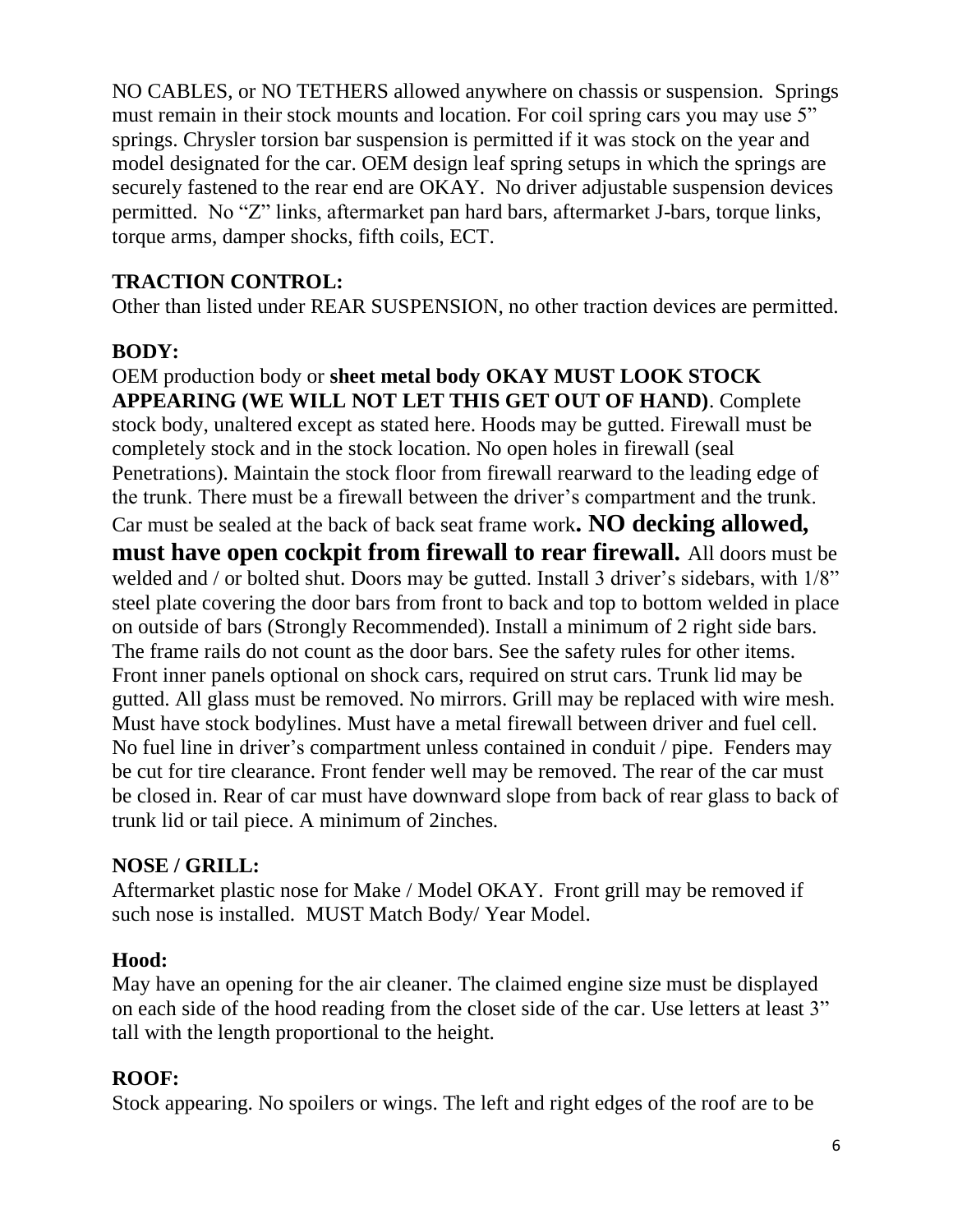NO CABLES, or NO TETHERS allowed anywhere on chassis or suspension. Springs must remain in their stock mounts and location. For coil spring cars you may use 5" springs. Chrysler torsion bar suspension is permitted if it was stock on the year and model designated for the car. OEM design leaf spring setups in which the springs are securely fastened to the rear end are OKAY. No driver adjustable suspension devices permitted. No "Z" links, aftermarket pan hard bars, aftermarket J-bars, torque links, torque arms, damper shocks, fifth coils, ECT.

**TRACTION CONTROL:**

Other than listed under REAR SUSPENSION, no other traction devices are permitted.

**BODY:**

OEM production body or **sheet metal body OKAY MUST LOOK STOCK APPEARING (WE WILL NOT LET THIS GET OUT OF HAND)**. Complete stock body, unaltered except as stated here. Hoods may be gutted. Firewall must be completely stock and in the stock location. No open holes in firewall (seal Penetrations). Maintain the stock floor from firewall rearward to the leading edge of the trunk. There must be a firewall between the driver's compartment and the trunk. Car must be sealed at the back of back seat frame work**. NO decking allowed, must have open cockpit from firewall to rear firewall.** All doors must be welded and / or bolted shut. Doors may be gutted. Install 3 driver's sidebars, with 1/8" steel plate covering the door bars from front to back and top to bottom welded in place on outside of bars (Strongly Recommended). Install a minimum of 2 right side bars. The frame rails do not count as the door bars. See the safety rules for other items. Front inner panels optional on shock cars, required on strut cars. Trunk lid may be gutted. All glass must be removed. No mirrors. Grill may be replaced with wire mesh. Must have stock bodylines. Must have a metal firewall between driver and fuel cell. No fuel line in driver's compartment unless contained in conduit / pipe. Fenders may be cut for tire clearance. Front fender well may be removed. The rear of the car must be closed in. Rear of car must have downward slope from back of rear glass to back of trunk lid or tail piece. A minimum of 2inches.

**NOSE / GRILL:**

Aftermarket plastic nose for Make / Model OKAY. Front grill may be removed if such nose is installed. MUST Match Body/ Year Model.

**Hood:**

May have an opening for the air cleaner. The claimed engine size must be displayed on each side of the hood reading from the closet side of the car. Use letters at least 3" tall with the length proportional to the height.

**ROOF:**

Stock appearing. No spoilers or wings. The left and right edges of the roof are to be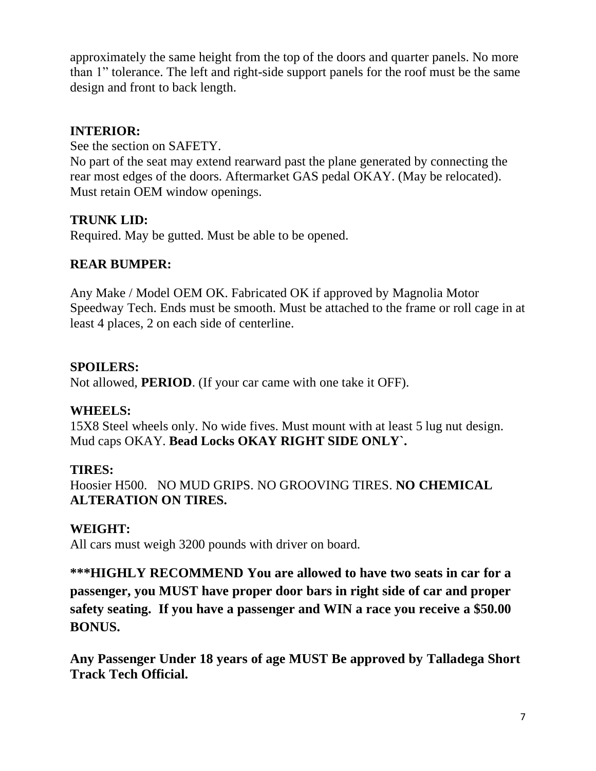approximately the same height from the top of the doors and quarter panels. No more than 1" tolerance. The left and right-side support panels for the roof must be the same design and front to back length.

**INTERIOR:**

See the section on SAFETY.

No part of the seat may extend rearward past the plane generated by connecting the rear most edges of the doors. Aftermarket GAS pedal OKAY. (May be relocated). Must retain OEM window openings.

**TRUNK LID:**

Required. May be gutted. Must be able to be opened.

**REAR BUMPER:**

Any Make / Model OEM OK. Fabricated OK if approved by Magnolia Motor Speedway Tech. Ends must be smooth. Must be attached to the frame or roll cage in at least 4 places, 2 on each side of centerline.

**SPOILERS:**

Not allowed, **PERIOD**. (If your car came with one take it OFF).

**WHEELS:**

15X8 Steel wheels only. No wide fives. Must mount with at least 5 lug nut design. Mud caps OKAY. **Bead Locks OKAY RIGHT SIDE ONLY`.**

**TIRES:**

Hoosier H500. NO MUD GRIPS. NO GROOVING TIRES. **NO CHEMICAL ALTERATION ON TIRES.**

**WEIGHT:**

All cars must weigh 3200 pounds with driver on board.

**\*\*\*HIGHLY RECOMMEND You are allowed to have two seats in car for a passenger, you MUST have proper door bars in right side of car and proper safety seating. If you have a passenger and WIN a race you receive a $50.00 BONUS.**

**Any Passenger Under 18 years of age MUST Be approved by Talladega Short Track Tech Official.**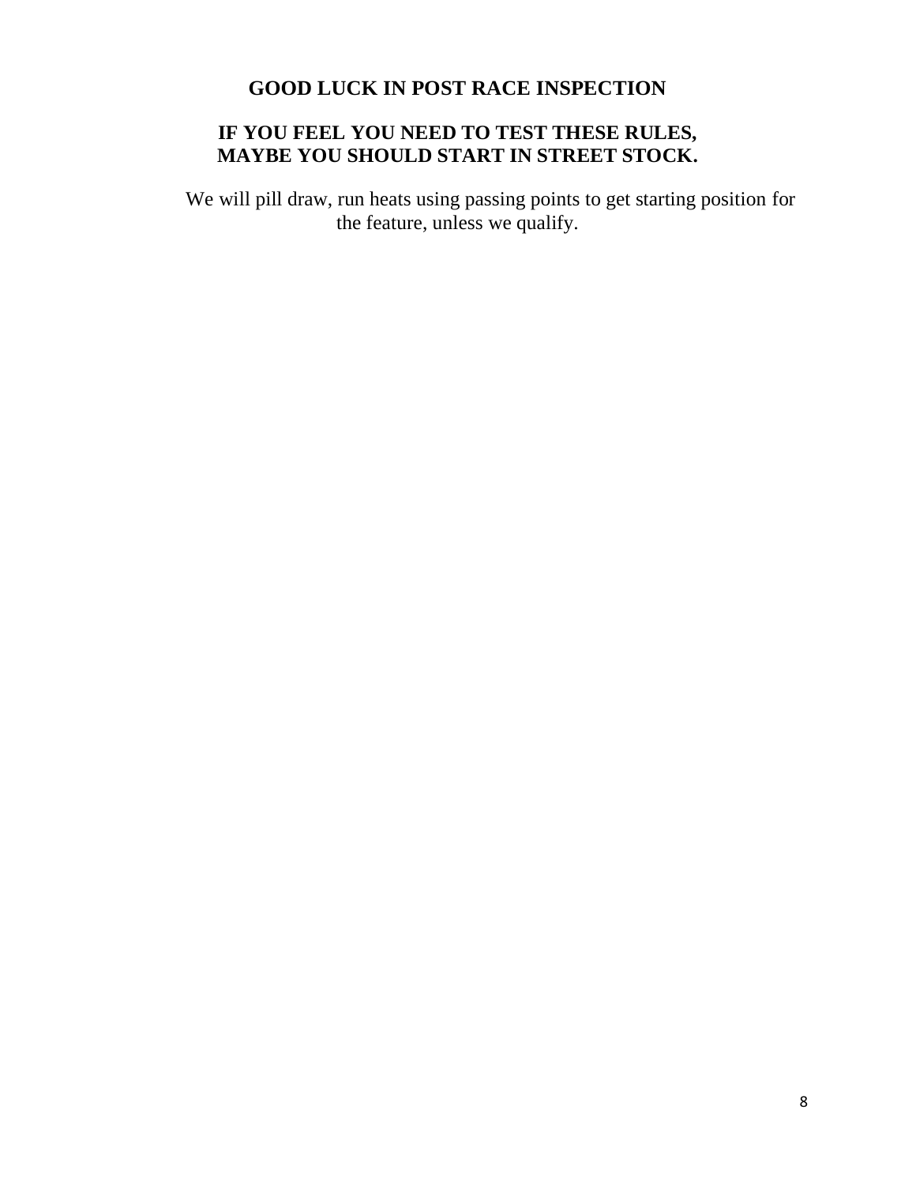**GOOD LUCK IN POST RACE INSPECTION**

**IF YOU FEEL YOU NEED TO TEST THESE RULES,
MAYBE YOU SHOULD START IN STREET STOCK.**

We will pill draw, run heats using passing points to get starting position for the feature, unless we qualify.